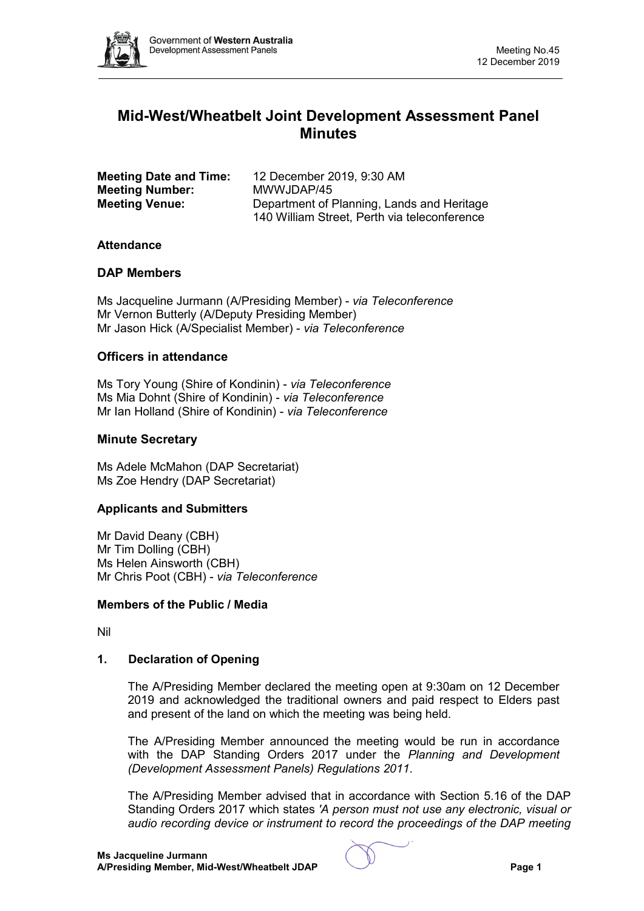# Mid-West/Wheatbelt Joint Development Assessment Panel Minutes

**Meeting Date and Time:** 12 December 2019, 9:30 AM
**Meeting Number:** MWWJDAP/45
**Meeting Venue:** Department of Planning, Lands and Heritage
140 William Street, Perth via teleconference

### Attendance

### DAP Members

Ms Jacqueline Jurmann (A/Presiding Member) - *via Teleconference*
Mr Vernon Butterly (A/Deputy Presiding Member)
Mr Jason Hick (A/Specialist Member) - *via Teleconference*

### Officers in attendance

Ms Tory Young (Shire of Kondinin) - *via Teleconference*
Ms Mia Dohnt (Shire of Kondinin) - *via Teleconference*
Mr Ian Holland (Shire of Kondinin) - *via Teleconference*

### Minute Secretary

Ms Adele McMahon (DAP Secretariat)
Ms Zoe Hendry (DAP Secretariat)

### Applicants and Submitters

Mr David Deany (CBH)
Mr Tim Dolling (CBH)
Ms Helen Ainsworth (CBH)
Mr Chris Poot (CBH) - *via Teleconference*

### Members of the Public / Media

Nil

### 1. Declaration of Opening

The A/Presiding Member declared the meeting open at 9:30am on 12 December 2019 and acknowledged the traditional owners and paid respect to Elders past and present of the land on which the meeting was being held.

The A/Presiding Member announced the meeting would be run in accordance with the DAP Standing Orders 2017 under the *Planning and Development (Development Assessment Panels) Regulations 2011*.

The A/Presiding Member advised that in accordance with Section 5.16 of the DAP Standing Orders 2017 which states *'A person must not use any electronic, visual or audio recording device or instrument to record the proceedings of the DAP meeting*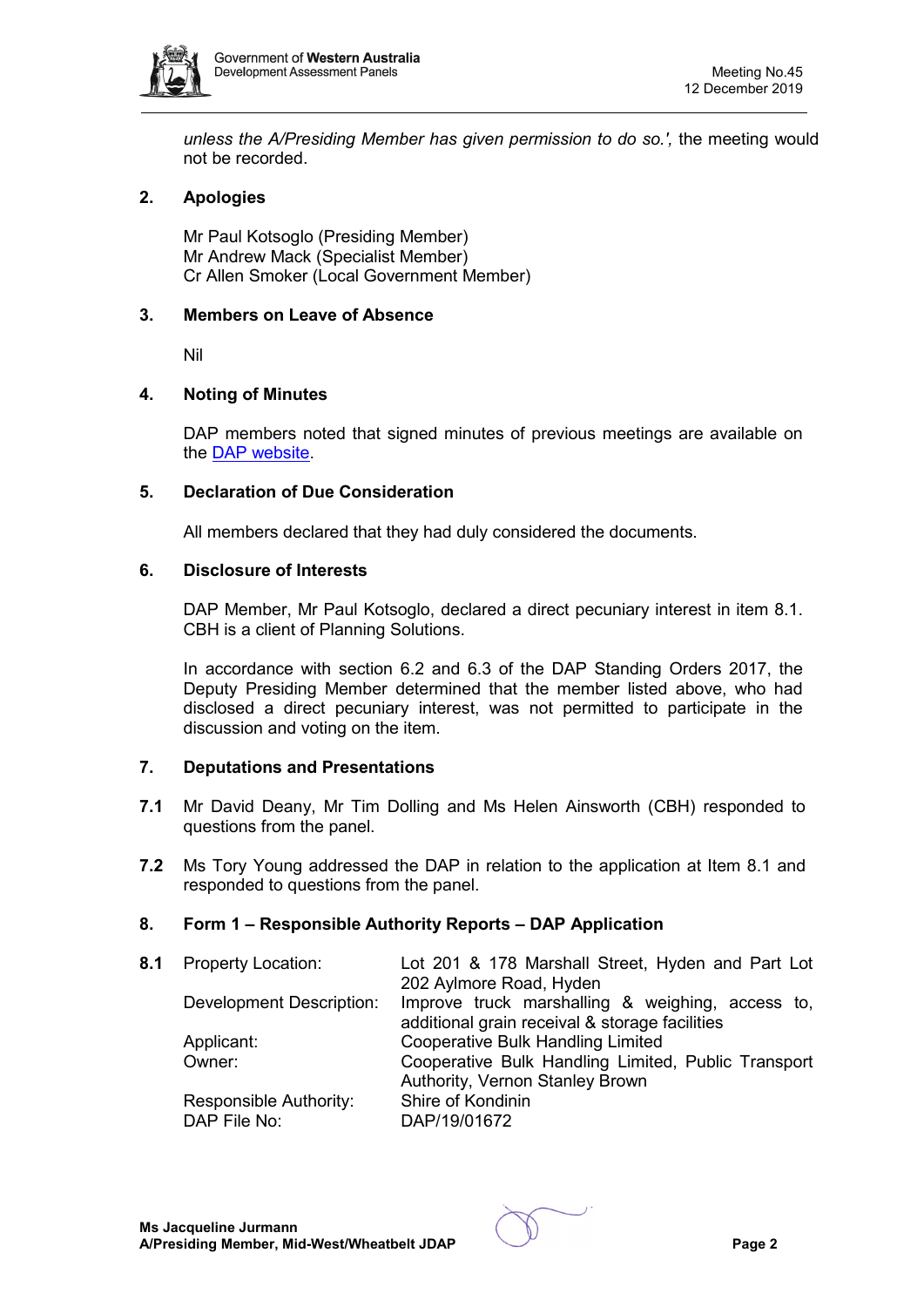*unless the A/Presiding Member has given permission to do so.',* the meeting would not be recorded.

## 2. Apologies

Mr Paul Kotsoglo (Presiding Member)
Mr Andrew Mack (Specialist Member)
Cr Allen Smoker (Local Government Member)

## 3. Members on Leave of Absence

Nil

## 4. Noting of Minutes

DAP members noted that signed minutes of previous meetings are available on the DAP website.

## 5. Declaration of Due Consideration

All members declared that they had duly considered the documents.

## 6. Disclosure of Interests

DAP Member, Mr Paul Kotsoglo, declared a direct pecuniary interest in item 8.1. CBH is a client of Planning Solutions.

In accordance with section 6.2 and 6.3 of the DAP Standing Orders 2017, the Deputy Presiding Member determined that the member listed above, who had disclosed a direct pecuniary interest, was not permitted to participate in the discussion and voting on the item.

## 7. Deputations and Presentations

**7.1** Mr David Deany, Mr Tim Dolling and Ms Helen Ainsworth (CBH) responded to questions from the panel.

**7.2** Ms Tory Young addressed the DAP in relation to the application at Item 8.1 and responded to questions from the panel.

## 8. Form 1 – Responsible Authority Reports – DAP Application

**8.1**

| | |
|---|---|
| Property Location: | Lot 201 & 178 Marshall Street, Hyden and Part Lot 202 Aylmore Road, Hyden |
| Development Description: | Improve truck marshalling & weighing, access to, additional grain receival & storage facilities |
| Applicant: | Cooperative Bulk Handling Limited |
| Owner: | Cooperative Bulk Handling Limited, Public Transport Authority, Vernon Stanley Brown |
| Responsible Authority: | Shire of Kondinin |
| DAP File No: | DAP/19/01672 |

**Ms Jacqueline Jurmann**
**A/Presiding Member, Mid-West/Wheatbelt JDAP**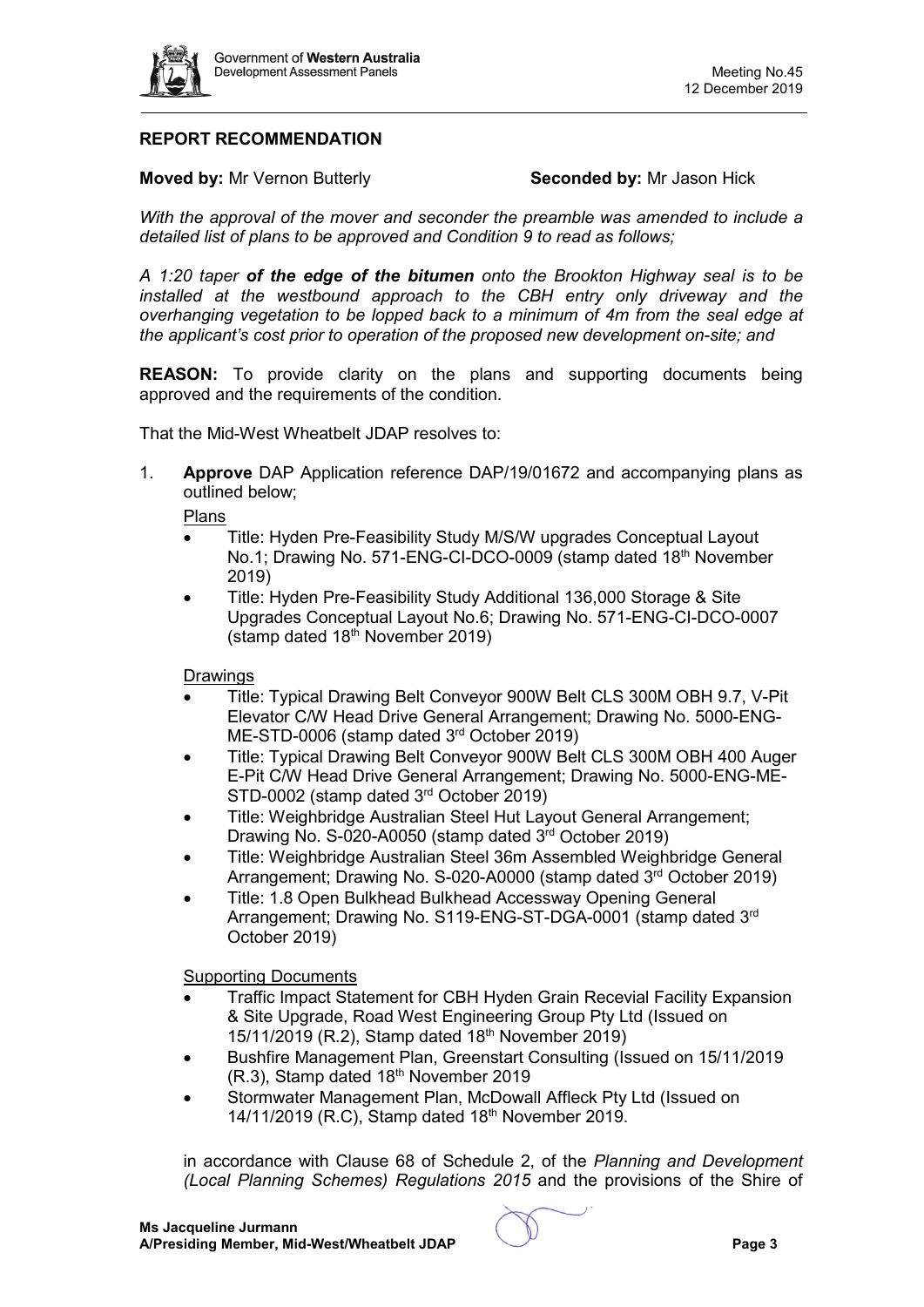## REPORT RECOMMENDATION

**Moved by:** Mr Vernon Butterly **Seconded by:** Mr Jason Hick

*With the approval of the mover and seconder the preamble was amended to include a detailed list of plans to be approved and Condition 9 to read as follows;*

*A 1:20 taper **of the edge of the bitumen** onto the Brookton Highway seal is to be installed at the westbound approach to the CBH entry only driveway and the overhanging vegetation to be lopped back to a minimum of 4m from the seal edge at the applicant's cost prior to operation of the proposed new development on-site; and*

**REASON:** To provide clarity on the plans and supporting documents being approved and the requirements of the condition.

That the Mid-West Wheatbelt JDAP resolves to:

1. **Approve** DAP Application reference DAP/19/01672 and accompanying plans as outlined below;

   Plans
   - Title: Hyden Pre-Feasibility Study M/S/W upgrades Conceptual Layout No.1; Drawing No. 571-ENG-CI-DCO-0009 (stamp dated 18th November 2019)
   - Title: Hyden Pre-Feasibility Study Additional 136,000 Storage & Site Upgrades Conceptual Layout No.6; Drawing No. 571-ENG-CI-DCO-0007 (stamp dated 18th November 2019)

   Drawings
   - Title: Typical Drawing Belt Conveyor 900W Belt CLS 300M OBH 9.7, V-Pit Elevator C/W Head Drive General Arrangement; Drawing No. 5000-ENG-ME-STD-0006 (stamp dated 3rd October 2019)
   - Title: Typical Drawing Belt Conveyor 900W Belt CLS 300M OBH 400 Auger E-Pit C/W Head Drive General Arrangement; Drawing No. 5000-ENG-ME-STD-0002 (stamp dated 3rd October 2019)
   - Title: Weighbridge Australian Steel Hut Layout General Arrangement; Drawing No. S-020-A0050 (stamp dated 3rd October 2019)
   - Title: Weighbridge Australian Steel 36m Assembled Weighbridge General Arrangement; Drawing No. S-020-A0000 (stamp dated 3rd October 2019)
   - Title: 1.8 Open Bulkhead Bulkhead Accessway Opening General Arrangement; Drawing No. S119-ENG-ST-DGA-0001 (stamp dated 3rd October 2019)

   Supporting Documents
   - Traffic Impact Statement for CBH Hyden Grain Recevial Facility Expansion & Site Upgrade, Road West Engineering Group Pty Ltd (Issued on 15/11/2019 (R.2), Stamp dated 18th November 2019)
   - Bushfire Management Plan, Greenstart Consulting (Issued on 15/11/2019 (R.3), Stamp dated 18th November 2019
   - Stormwater Management Plan, McDowall Affleck Pty Ltd (Issued on 14/11/2019 (R.C), Stamp dated 18th November 2019.

   in accordance with Clause 68 of Schedule 2, of the *Planning and Development (Local Planning Schemes) Regulations 2015* and the provisions of the Shire of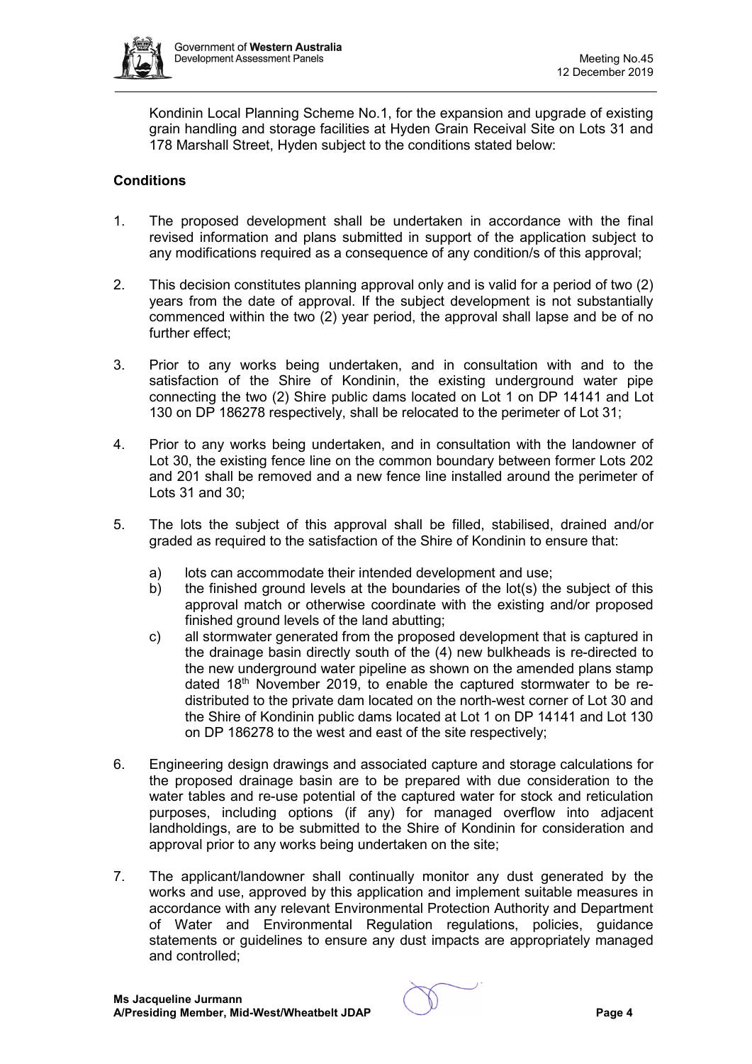Kondinin Local Planning Scheme No.1, for the expansion and upgrade of existing grain handling and storage facilities at Hyden Grain Receival Site on Lots 31 and 178 Marshall Street, Hyden subject to the conditions stated below:

**Conditions**

1. The proposed development shall be undertaken in accordance with the final revised information and plans submitted in support of the application subject to any modifications required as a consequence of any condition/s of this approval;

2. This decision constitutes planning approval only and is valid for a period of two (2) years from the date of approval. If the subject development is not substantially commenced within the two (2) year period, the approval shall lapse and be of no further effect;

3. Prior to any works being undertaken, and in consultation with and to the satisfaction of the Shire of Kondinin, the existing underground water pipe connecting the two (2) Shire public dams located on Lot 1 on DP 14141 and Lot 130 on DP 186278 respectively, shall be relocated to the perimeter of Lot 31;

4. Prior to any works being undertaken, and in consultation with the landowner of Lot 30, the existing fence line on the common boundary between former Lots 202 and 201 shall be removed and a new fence line installed around the perimeter of Lots 31 and 30;

5. The lots the subject of this approval shall be filled, stabilised, drained and/or graded as required to the satisfaction of the Shire of Kondinin to ensure that:

   a) lots can accommodate their intended development and use;
   
   b) the finished ground levels at the boundaries of the lot(s) the subject of this approval match or otherwise coordinate with the existing and/or proposed finished ground levels of the land abutting;
   
   c) all stormwater generated from the proposed development that is captured in the drainage basin directly south of the (4) new bulkheads is re-directed to the new underground water pipeline as shown on the amended plans stamp dated 18th November 2019, to enable the captured stormwater to be re-distributed to the private dam located on the north-west corner of Lot 30 and the Shire of Kondinin public dams located at Lot 1 on DP 14141 and Lot 130 on DP 186278 to the west and east of the site respectively;

6. Engineering design drawings and associated capture and storage calculations for the proposed drainage basin are to be prepared with due consideration to the water tables and re-use potential of the captured water for stock and reticulation purposes, including options (if any) for managed overflow into adjacent landholdings, are to be submitted to the Shire of Kondinin for consideration and approval prior to any works being undertaken on the site;

7. The applicant/landowner shall continually monitor any dust generated by the works and use, approved by this application and implement suitable measures in accordance with any relevant Environmental Protection Authority and Department of Water and Environmental Regulation regulations, policies, guidance statements or guidelines to ensure any dust impacts are appropriately managed and controlled;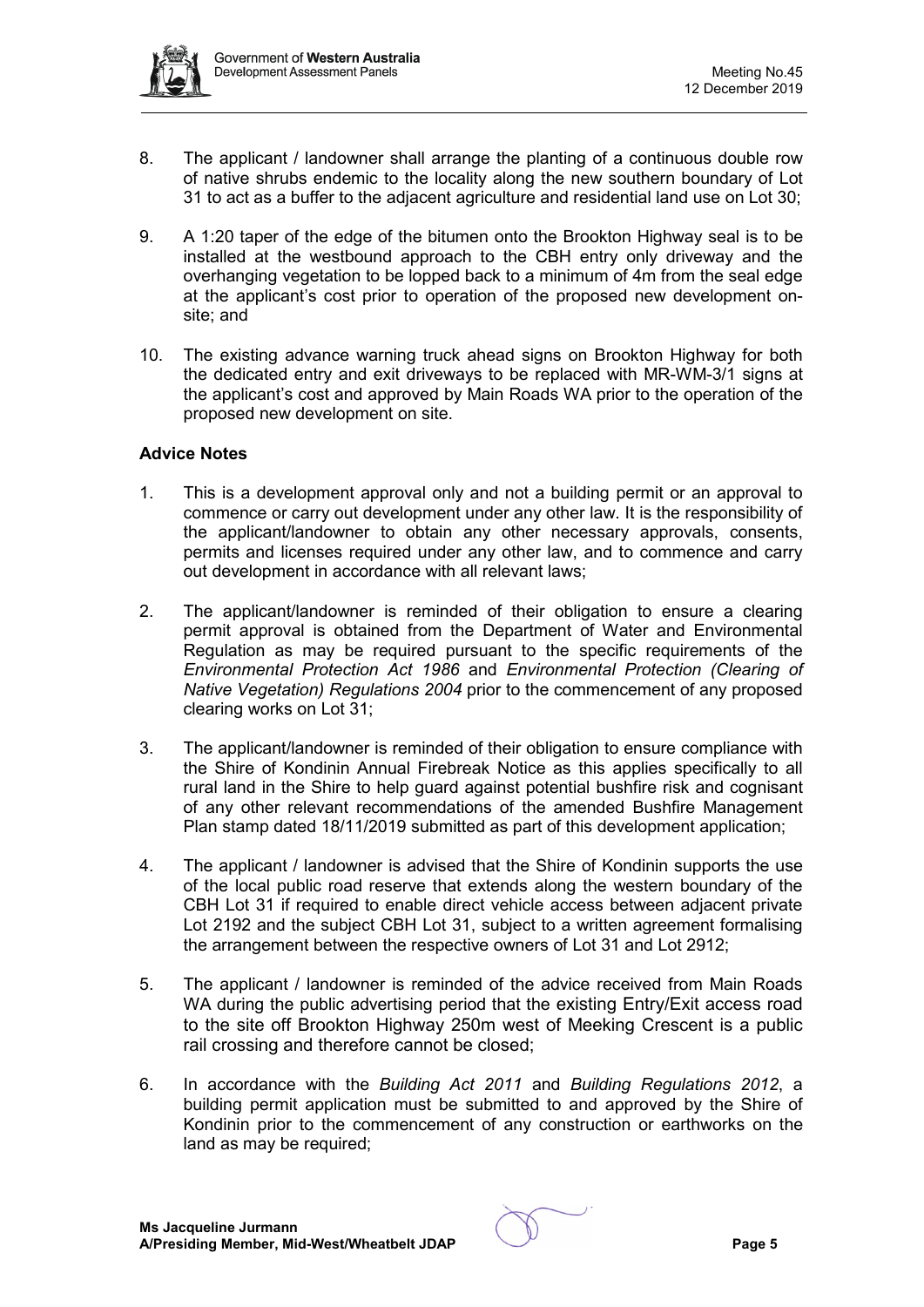8. The applicant / landowner shall arrange the planting of a continuous double row of native shrubs endemic to the locality along the new southern boundary of Lot 31 to act as a buffer to the adjacent agriculture and residential land use on Lot 30;

9. A 1:20 taper of the edge of the bitumen onto the Brookton Highway seal is to be installed at the westbound approach to the CBH entry only driveway and the overhanging vegetation to be lopped back to a minimum of 4m from the seal edge at the applicant's cost prior to operation of the proposed new development on-site; and

10. The existing advance warning truck ahead signs on Brookton Highway for both the dedicated entry and exit driveways to be replaced with MR-WM-3/1 signs at the applicant's cost and approved by Main Roads WA prior to the operation of the proposed new development on site.

**Advice Notes**

1. This is a development approval only and not a building permit or an approval to commence or carry out development under any other law. It is the responsibility of the applicant/landowner to obtain any other necessary approvals, consents, permits and licenses required under any other law, and to commence and carry out development in accordance with all relevant laws;

2. The applicant/landowner is reminded of their obligation to ensure a clearing permit approval is obtained from the Department of Water and Environmental Regulation as may be required pursuant to the specific requirements of the *Environmental Protection Act 1986* and *Environmental Protection (Clearing of Native Vegetation) Regulations 2004* prior to the commencement of any proposed clearing works on Lot 31;

3. The applicant/landowner is reminded of their obligation to ensure compliance with the Shire of Kondinin Annual Firebreak Notice as this applies specifically to all rural land in the Shire to help guard against potential bushfire risk and cognisant of any other relevant recommendations of the amended Bushfire Management Plan stamp dated 18/11/2019 submitted as part of this development application;

4. The applicant / landowner is advised that the Shire of Kondinin supports the use of the local public road reserve that extends along the western boundary of the CBH Lot 31 if required to enable direct vehicle access between adjacent private Lot 2192 and the subject CBH Lot 31, subject to a written agreement formalising the arrangement between the respective owners of Lot 31 and Lot 2912;

5. The applicant / landowner is reminded of the advice received from Main Roads WA during the public advertising period that the existing Entry/Exit access road to the site off Brookton Highway 250m west of Meeking Crescent is a public rail crossing and therefore cannot be closed;

6. In accordance with the *Building Act 2011* and *Building Regulations 2012*, a building permit application must be submitted to and approved by the Shire of Kondinin prior to the commencement of any construction or earthworks on the land as may be required;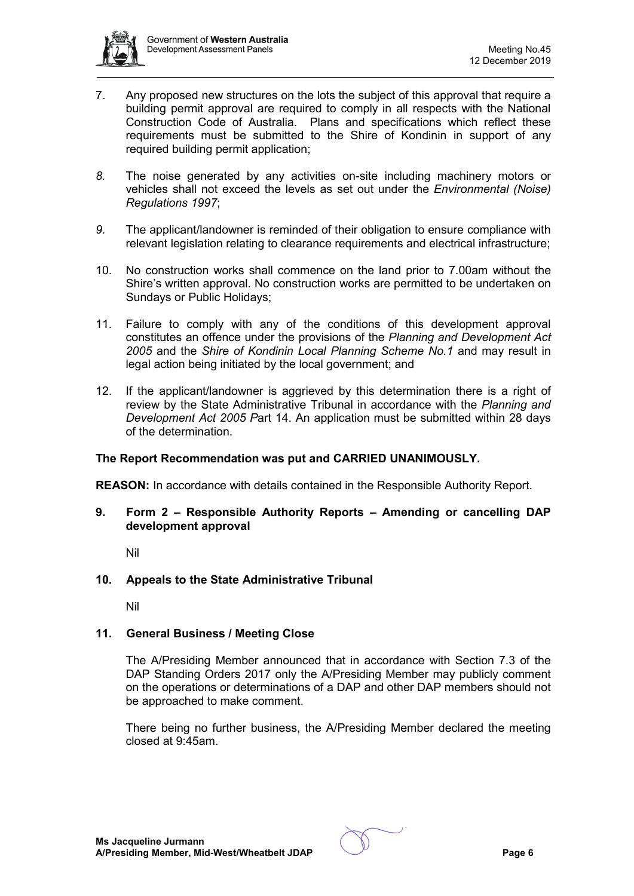7. Any proposed new structures on the lots the subject of this approval that require a building permit approval are required to comply in all respects with the National Construction Code of Australia. Plans and specifications which reflect these requirements must be submitted to the Shire of Kondinin in support of any required building permit application;

*8.* The noise generated by any activities on-site including machinery motors or vehicles shall not exceed the levels as set out under the *Environmental (Noise) Regulations 1997*;

*9.* The applicant/landowner is reminded of their obligation to ensure compliance with relevant legislation relating to clearance requirements and electrical infrastructure;

10. No construction works shall commence on the land prior to 7.00am without the Shire's written approval. No construction works are permitted to be undertaken on Sundays or Public Holidays;

11. Failure to comply with any of the conditions of this development approval constitutes an offence under the provisions of the *Planning and Development Act 2005* and the *Shire of Kondinin Local Planning Scheme No.1* and may result in legal action being initiated by the local government; and

12. If the applicant/landowner is aggrieved by this determination there is a right of review by the State Administrative Tribunal in accordance with the *Planning and Development Act 2005 P*art 14. An application must be submitted within 28 days of the determination.

**The Report Recommendation was put and CARRIED UNANIMOUSLY.**

**REASON:** In accordance with details contained in the Responsible Authority Report.

## 9. Form 2 – Responsible Authority Reports – Amending or cancelling DAP development approval

Nil

## 10. Appeals to the State Administrative Tribunal

Nil

## 11. General Business / Meeting Close

The A/Presiding Member announced that in accordance with Section 7.3 of the DAP Standing Orders 2017 only the A/Presiding Member may publicly comment on the operations or determinations of a DAP and other DAP members should not be approached to make comment.

There being no further business, the A/Presiding Member declared the meeting closed at 9:45am.

**Ms Jacqueline Jurmann**
**A/Presiding Member, Mid-West/Wheatbelt JDAP**